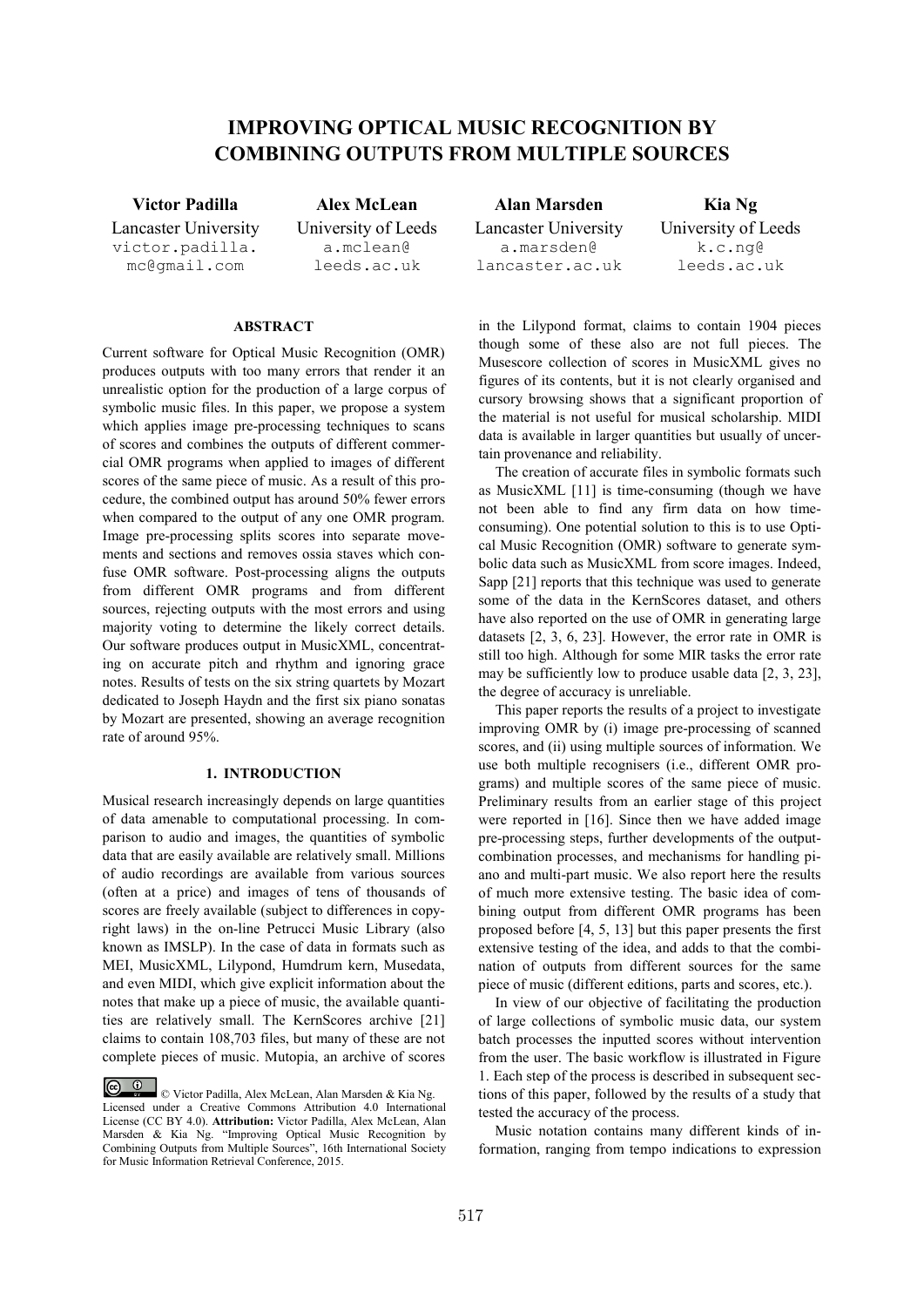# IMPROVING OPTICAL MUSIC RECOGNITION BY COMBINING OUTPUTS FROM MULTIPLE SOURCES

**Victor Padilla**
Lancaster University
victor.padilla.mc@gmail.com

**Alex McLean**
University of Leeds
a.mclean@leeds.ac.uk

**Alan Marsden**
Lancaster University
a.marsden@lancaster.ac.uk

**Kia Ng**
University of Leeds
k.c.ng@leeds.ac.uk

## ABSTRACT

Current software for Optical Music Recognition (OMR) produces outputs with too many errors that render it an unrealistic option for the production of a large corpus of symbolic music files. In this paper, we propose a system which applies image pre-processing techniques to scans of scores and combines the outputs of different commercial OMR programs when applied to images of different scores of the same piece of music. As a result of this procedure, the combined output has around 50% fewer errors when compared to the output of any one OMR program. Image pre-processing splits scores into separate movements and sections and removes ossia staves which confuse OMR software. Post-processing aligns the outputs from different OMR programs and from different sources, rejecting outputs with the most errors and using majority voting to determine the likely correct details. Our software produces output in MusicXML, concentrating on accurate pitch and rhythm and ignoring grace notes. Results of tests on the six string quartets by Mozart dedicated to Joseph Haydn and the first six piano sonatas by Mozart are presented, showing an average recognition rate of around 95%.

## 1. INTRODUCTION

Musical research increasingly depends on large quantities of data amenable to computational processing. In comparison to audio and images, the quantities of symbolic data that are easily available are relatively small. Millions of audio recordings are available from various sources (often at a price) and images of tens of thousands of scores are freely available (subject to differences in copyright laws) in the on-line Petrucci Music Library (also known as IMSLP). In the case of data in formats such as MEI, MusicXML, Lilypond, Humdrum kern, Musedata, and even MIDI, which give explicit information about the notes that make up a piece of music, the available quantities are relatively small. The KernScores archive [21] claims to contain 108,703 files, but many of these are not complete pieces of music. Mutopia, an archive of scores in the Lilypond format, claims to contain 1904 pieces though some of these also are not full pieces. The Musescore collection of scores in MusicXML gives no figures of its contents, but it is not clearly organised and cursory browsing shows that a significant proportion of the material is not useful for musical scholarship. MIDI data is available in larger quantities but usually of uncertain provenance and reliability.

The creation of accurate files in symbolic formats such as MusicXML [11] is time-consuming (though we have not been able to find any firm data on how time-consuming). One potential solution to this is to use Optical Music Recognition (OMR) software to generate symbolic data such as MusicXML from score images. Indeed, Sapp [21] reports that this technique was used to generate some of the data in the KernScores dataset, and others have also reported on the use of OMR in generating large datasets [2, 3, 6, 23]. However, the error rate in OMR is still too high. Although for some MIR tasks the error rate may be sufficiently low to produce usable data [2, 3, 23], the degree of accuracy is unreliable.

This paper reports the results of a project to investigate improving OMR by (i) image pre-processing of scanned scores, and (ii) using multiple sources of information. We use both multiple recognisers (i.e., different OMR programs) and multiple scores of the same piece of music. Preliminary results from an earlier stage of this project were reported in [16]. Since then we have added image pre-processing steps, further developments of the output-combination processes, and mechanisms for handling piano and multi-part music. We also report here the results of much more extensive testing. The basic idea of combining output from different OMR programs has been proposed before [4, 5, 13] but this paper presents the first extensive testing of the idea, and adds to that the combination of outputs from different sources for the same piece of music (different editions, parts and scores, etc.).

In view of our objective of facilitating the production of large collections of symbolic music data, our system batch processes the inputted scores without intervention from the user. The basic workflow is illustrated in Figure 1. Each step of the process is described in subsequent sections of this paper, followed by the results of a study that tested the accuracy of the process.

Music notation contains many different kinds of information, ranging from tempo indications to expression

© Victor Padilla, Alex McLean, Alan Marsden & Kia Ng. Licensed under a Creative Commons Attribution 4.0 International License (CC BY 4.0). **Attribution:** Victor Padilla, Alex McLean, Alan Marsden & Kia Ng. "Improving Optical Music Recognition by Combining Outputs from Multiple Sources", 16th International Society for Music Information Retrieval Conference, 2015.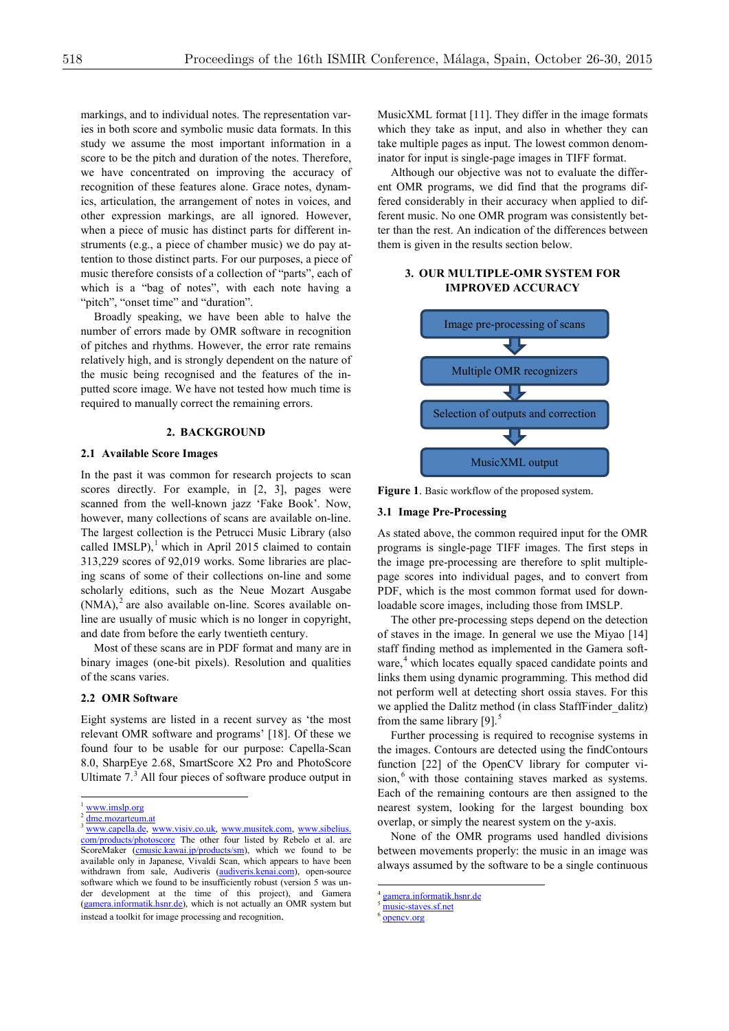markings, and to individual notes. The representation varies in both score and symbolic music data formats. In this study we assume the most important information in a score to be the pitch and duration of the notes. Therefore, we have concentrated on improving the accuracy of recognition of these features alone. Grace notes, dynamics, articulation, the arrangement of notes in voices, and other expression markings, are all ignored. However, when a piece of music has distinct parts for different instruments (e.g., a piece of chamber music) we do pay attention to those distinct parts. For our purposes, a piece of music therefore consists of a collection of "parts", each of which is a "bag of notes", with each note having a "pitch", "onset time" and "duration".

Broadly speaking, we have been able to halve the number of errors made by OMR software in recognition of pitches and rhythms. However, the error rate remains relatively high, and is strongly dependent on the nature of the music being recognised and the features of the inputted score image. We have not tested how much time is required to manually correct the remaining errors.

## 2. BACKGROUND

### 2.1 Available Score Images

In the past it was common for research projects to scan scores directly. For example, in [2, 3], pages were scanned from the well-known jazz 'Fake Book'. Now, however, many collections of scans are available on-line. The largest collection is the Petrucci Music Library (also called IMSLP),[1] which in April 2015 claimed to contain 313,229 scores of 92,019 works. Some libraries are placing scans of some of their collections on-line and some scholarly editions, such as the Neue Mozart Ausgabe (NMA),[2] are also available on-line. Scores available on-line are usually of music which is no longer in copyright, and date from before the early twentieth century.

Most of these scans are in PDF format and many are in binary images (one-bit pixels). Resolution and qualities of the scans varies.

### 2.2 OMR Software

Eight systems are listed in a recent survey as 'the most relevant OMR software and programs' [18]. Of these we found four to be usable for our purpose: Capella-Scan 8.0, SharpEye 2.68, SmartScore X2 Pro and PhotoScore Ultimate 7.[3] All four pieces of software produce output in MusicXML format [11]. They differ in the image formats which they take as input, and also in whether they can take multiple pages as input. The lowest common denominator for input is single-page images in TIFF format.

Although our objective was not to evaluate the different OMR programs, we did find that the programs differed considerably in their accuracy when applied to different music. No one OMR program was consistently better than the rest. An indication of the differences between them is given in the results section below.

## 3. OUR MULTIPLE-OMR SYSTEM FOR IMPROVED ACCURACY

Image pre-processing of scans → Multiple OMR recognizers → Selection of outputs and correction → MusicXML output

**Figure 1**. Basic workflow of the proposed system.

### 3.1 Image Pre-Processing

As stated above, the common required input for the OMR programs is single-page TIFF images. The first steps in the image pre-processing are therefore to split multiple-page scores into individual pages, and to convert from PDF, which is the most common format used for downloadable score images, including those from IMSLP.

The other pre-processing steps depend on the detection of staves in the image. In general we use the Miyao [14] staff finding method as implemented in the Gamera software,[4] which locates equally spaced candidate points and links them using dynamic programming. This method did not perform well at detecting short ossia staves. For this we applied the Dalitz method (in class StaffFinder_dalitz) from the same library [9].[5]

Further processing is required to recognise systems in the images. Contours are detected using the findContours function [22] of the OpenCV library for computer vision,[6] with those containing staves marked as systems. Each of the remaining contours are then assigned to the nearest system, looking for the largest bounding box overlap, or simply the nearest system on the y-axis.

None of the OMR programs used handled divisions between movements properly: the music in an image was always assumed by the software to be a single continuous

---

[1] www.imslp.org

[2] dme.mozarteum.at

[3] www.capella.de, www.visiv.co.uk, www.musitek.com, www.sibelius.com/products/photoscore The other four listed by Rebelo et al. are ScoreMaker (cmusic.kawai.jp/products/sm), which we found to be available only in Japanese, Vivaldi Scan, which appears to have been withdrawn from sale, Audiveris (audiveris.kenai.com), open-source software which we found to be insufficiently robust (version 5 was under development at the time of this project), and Gamera (gamera.informatik.hsnr.de), which is not actually an OMR system but instead a toolkit for image processing and recognition.

[4] gamera.informatik.hsnr.de

[5] music-staves.sf.net

[6] opencv.org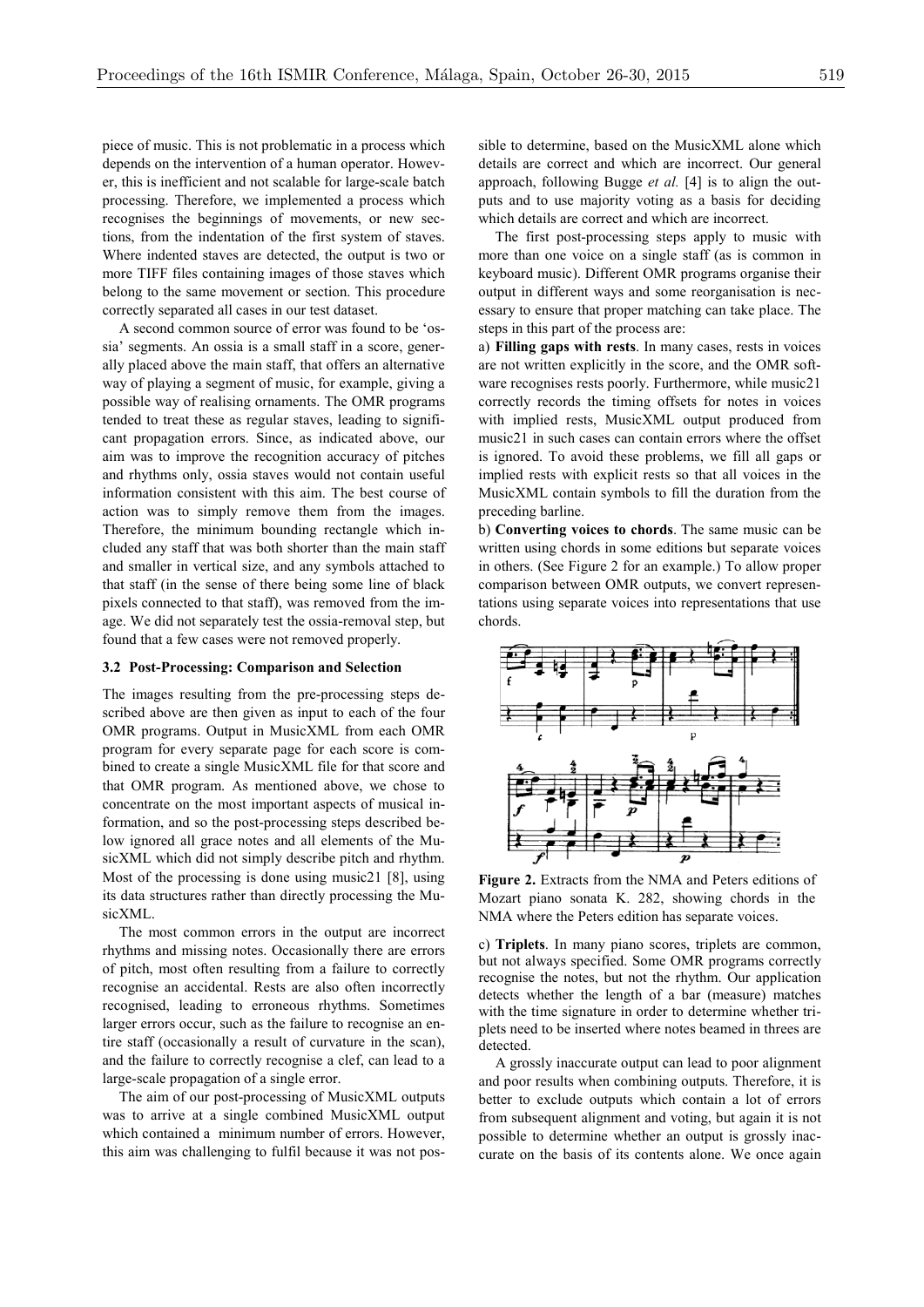piece of music. This is not problematic in a process which depends on the intervention of a human operator. However, this is inefficient and not scalable for large-scale batch processing. Therefore, we implemented a process which recognises the beginnings of movements, or new sections, from the indentation of the first system of staves. Where indented staves are detected, the output is two or more TIFF files containing images of those staves which belong to the same movement or section. This procedure correctly separated all cases in our test dataset.

A second common source of error was found to be 'ossia' segments. An ossia is a small staff in a score, generally placed above the main staff, that offers an alternative way of playing a segment of music, for example, giving a possible way of realising ornaments. The OMR programs tended to treat these as regular staves, leading to significant propagation errors. Since, as indicated above, our aim was to improve the recognition accuracy of pitches and rhythms only, ossia staves would not contain useful information consistent with this aim. The best course of action was to simply remove them from the images. Therefore, the minimum bounding rectangle which included any staff that was both shorter than the main staff and smaller in vertical size, and any symbols attached to that staff (in the sense of there being some line of black pixels connected to that staff), was removed from the image. We did not separately test the ossia-removal step, but found that a few cases were not removed properly.

### 3.2 Post-Processing: Comparison and Selection

The images resulting from the pre-processing steps described above are then given as input to each of the four OMR programs. Output in MusicXML from each OMR program for every separate page for each score is combined to create a single MusicXML file for that score and that OMR program. As mentioned above, we chose to concentrate on the most important aspects of musical information, and so the post-processing steps described below ignored all grace notes and all elements of the MusicXML which did not simply describe pitch and rhythm. Most of the processing is done using music21 [8], using its data structures rather than directly processing the MusicXML.

The most common errors in the output are incorrect rhythms and missing notes. Occasionally there are errors of pitch, most often resulting from a failure to correctly recognise an accidental. Rests are also often incorrectly recognised, leading to erroneous rhythms. Sometimes larger errors occur, such as the failure to recognise an entire staff (occasionally a result of curvature in the scan), and the failure to correctly recognise a clef, can lead to a large-scale propagation of a single error.

The aim of our post-processing of MusicXML outputs was to arrive at a single combined MusicXML output which contained a minimum number of errors. However, this aim was challenging to fulfil because it was not possible to determine, based on the MusicXML alone which details are correct and which are incorrect. Our general approach, following Bugge *et al.* [4] is to align the outputs and to use majority voting as a basis for deciding which details are correct and which are incorrect.

The first post-processing steps apply to music with more than one voice on a single staff (as is common in keyboard music). Different OMR programs organise their output in different ways and some reorganisation is necessary to ensure that proper matching can take place. The steps in this part of the process are:

a) **Filling gaps with rests**. In many cases, rests in voices are not written explicitly in the score, and the OMR software recognises rests poorly. Furthermore, while music21 correctly records the timing offsets for notes in voices with implied rests, MusicXML output produced from music21 in such cases can contain errors where the offset is ignored. To avoid these problems, we fill all gaps or implied rests with explicit rests so that all voices in the MusicXML contain symbols to fill the duration from the preceding barline.

b) **Converting voices to chords**. The same music can be written using chords in some editions but separate voices in others. (See Figure 2 for an example.) To allow proper comparison between OMR outputs, we convert representations using separate voices into representations that use chords.

**Figure 2.** Extracts from the NMA and Peters editions of Mozart piano sonata K. 282, showing chords in the NMA where the Peters edition has separate voices.

c) **Triplets**. In many piano scores, triplets are common, but not always specified. Some OMR programs correctly recognise the notes, but not the rhythm. Our application detects whether the length of a bar (measure) matches with the time signature in order to determine whether triplets need to be inserted where notes beamed in threes are detected.

A grossly inaccurate output can lead to poor alignment and poor results when combining outputs. Therefore, it is better to exclude outputs which contain a lot of errors from subsequent alignment and voting, but again it is not possible to determine whether an output is grossly inaccurate on the basis of its contents alone. We once again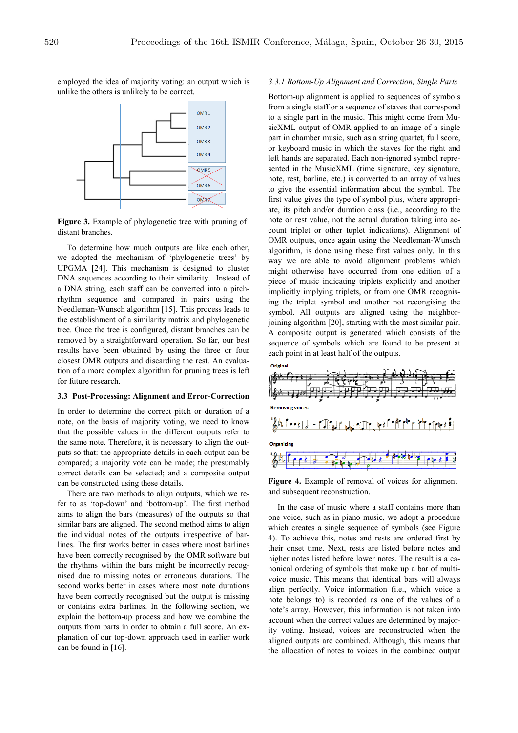employed the idea of majority voting: an output which is unlike the others is unlikely to be correct.

**Figure 3.** Example of phylogenetic tree with pruning of distant branches.

To determine how much outputs are like each other, we adopted the mechanism of 'phylogenetic trees' by UPGMA [24]. This mechanism is designed to cluster DNA sequences according to their similarity. Instead of a DNA string, each staff can be converted into a pitch-rhythm sequence and compared in pairs using the Needleman-Wunsch algorithm [15]. This process leads to the establishment of a similarity matrix and phylogenetic tree. Once the tree is configured, distant branches can be removed by a straightforward operation. So far, our best results have been obtained by using the three or four closest OMR outputs and discarding the rest. An evaluation of a more complex algorithm for pruning trees is left for future research.

### 3.3 Post-Processing: Alignment and Error-Correction

In order to determine the correct pitch or duration of a note, on the basis of majority voting, we need to know that the possible values in the different outputs refer to the same note. Therefore, it is necessary to align the outputs so that: the appropriate details in each output can be compared; a majority vote can be made; the presumably correct details can be selected; and a composite output can be constructed using these details.

There are two methods to align outputs, which we refer to as 'top-down' and 'bottom-up'. The first method aims to align the bars (measures) of the outputs so that similar bars are aligned. The second method aims to align the individual notes of the outputs irrespective of barlines. The first works better in cases where most barlines have been correctly recognised by the OMR software but the rhythms within the bars might be incorrectly recognised due to missing notes or erroneous durations. The second works better in cases where most note durations have been correctly recognised but the output is missing or contains extra barlines. In the following section, we explain the bottom-up process and how we combine the outputs from parts in order to obtain a full score. An explanation of our top-down approach used in earlier work can be found in [16].

#### *3.3.1 Bottom-Up Alignment and Correction, Single Parts*

Bottom-up alignment is applied to sequences of symbols from a single staff or a sequence of staves that correspond to a single part in the music. This might come from MusicXML output of OMR applied to an image of a single part in chamber music, such as a string quartet, full score, or keyboard music in which the staves for the right and left hands are separated. Each non-ignored symbol represented in the MusicXML (time signature, key signature, note, rest, barline, etc.) is converted to an array of values to give the essential information about the symbol. The first value gives the type of symbol plus, where appropriate, its pitch and/or duration class (i.e., according to the note or rest value, not the actual duration taking into account triplet or other tuplet indications). Alignment of OMR outputs, once again using the Needleman-Wunsch algorithm, is done using these first values only. In this way we are able to avoid alignment problems which might otherwise have occurred from one edition of a piece of music indicating triplets explicitly and another implicitly implying triplets, or from one OMR recognising the triplet symbol and another not recognising the symbol. All outputs are aligned using the neighbor-joining algorithm [20], starting with the most similar pair. A composite output is generated which consists of the sequence of symbols which are found to be present at each point in at least half of the outputs.

**Figure 4.** Example of removal of voices for alignment and subsequent reconstruction.

In the case of music where a staff contains more than one voice, such as in piano music, we adopt a procedure which creates a single sequence of symbols (see Figure 4). To achieve this, notes and rests are ordered first by their onset time. Next, rests are listed before notes and higher notes listed before lower notes. The result is a canonical ordering of symbols that make up a bar of multi-voice music. This means that identical bars will always align perfectly. Voice information (i.e., which voice a note belongs to) is recorded as one of the values of a note's array. However, this information is not taken into account when the correct values are determined by majority voting. Instead, voices are reconstructed when the aligned outputs are combined. Although, this means that the allocation of notes to voices in the combined output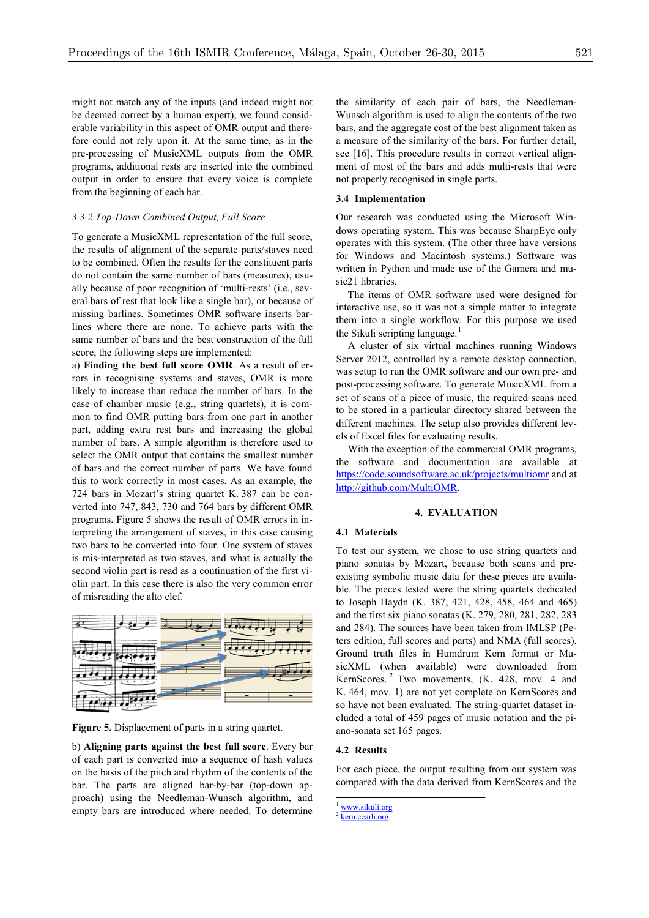might not match any of the inputs (and indeed might not be deemed correct by a human expert), we found considerable variability in this aspect of OMR output and therefore could not rely upon it. At the same time, as in the pre-processing of MusicXML outputs from the OMR programs, additional rests are inserted into the combined output in order to ensure that every voice is complete from the beginning of each bar.

#### *3.3.2 Top-Down Combined Output, Full Score*

To generate a MusicXML representation of the full score, the results of alignment of the separate parts/staves need to be combined. Often the results for the constituent parts do not contain the same number of bars (measures), usually because of poor recognition of 'multi-rests' (i.e., several bars of rest that look like a single bar), or because of missing barlines. Sometimes OMR software inserts barlines where there are none. To achieve parts with the same number of bars and the best construction of the full score, the following steps are implemented:

a) **Finding the best full score OMR**. As a result of errors in recognising systems and staves, OMR is more likely to increase than reduce the number of bars. In the case of chamber music (e.g., string quartets), it is common to find OMR putting bars from one part in another part, adding extra rest bars and increasing the global number of bars. A simple algorithm is therefore used to select the OMR output that contains the smallest number of bars and the correct number of parts. We have found this to work correctly in most cases. As an example, the 724 bars in Mozart's string quartet K. 387 can be converted into 747, 843, 730 and 764 bars by different OMR programs. Figure 5 shows the result of OMR errors in interpreting the arrangement of staves, in this case causing two bars to be converted into four. One system of staves is mis-interpreted as two staves, and what is actually the second violin part is read as a continuation of the first violin part. In this case there is also the very common error of misreading the alto clef.

**Figure 5.** Displacement of parts in a string quartet.

b) **Aligning parts against the best full score**. Every bar of each part is converted into a sequence of hash values on the basis of the pitch and rhythm of the contents of the bar. The parts are aligned bar-by-bar (top-down approach) using the Needleman-Wunsch algorithm, and empty bars are introduced where needed. To determine the similarity of each pair of bars, the Needleman-Wunsch algorithm is used to align the contents of the two bars, and the aggregate cost of the best alignment taken as a measure of the similarity of the bars. For further detail, see [16]. This procedure results in correct vertical alignment of most of the bars and adds multi-rests that were not properly recognised in single parts.

### 3.4 Implementation

Our research was conducted using the Microsoft Windows operating system. This was because SharpEye only operates with this system. (The other three have versions for Windows and Macintosh systems.) Software was written in Python and made use of the Gamera and music21 libraries.

The items of OMR software used were designed for interactive use, so it was not a simple matter to integrate them into a single workflow. For this purpose we used the Sikuli scripting language.[1]

A cluster of six virtual machines running Windows Server 2012, controlled by a remote desktop connection, was setup to run the OMR software and our own pre- and post-processing software. To generate MusicXML from a set of scans of a piece of music, the required scans need to be stored in a particular directory shared between the different machines. The setup also provides different levels of Excel files for evaluating results.

With the exception of the commercial OMR programs, the software and documentation are available at https://code.soundsoftware.ac.uk/projects/multiomr and at http://github.com/MultiOMR.

## 4. EVALUATION

### 4.1 Materials

To test our system, we chose to use string quartets and piano sonatas by Mozart, because both scans and pre-existing symbolic music data for these pieces are available. The pieces tested were the string quartets dedicated to Joseph Haydn (K. 387, 421, 428, 458, 464 and 465) and the first six piano sonatas (K. 279, 280, 281, 282, 283 and 284). The sources have been taken from IMLSP (Peters edition, full scores and parts) and NMA (full scores). Ground truth files in Humdrum Kern format or MusicXML (when available) were downloaded from KernScores.[2] Two movements, (K. 428, mov. 4 and K. 464, mov. 1) are not yet complete on KernScores and so have not been evaluated. The string-quartet dataset included a total of 459 pages of music notation and the piano-sonata set 165 pages.

### 4.2 Results

For each piece, the output resulting from our system was compared with the data derived from KernScores and the

[1] www.sikuli.org
[2] kern.ccarh.org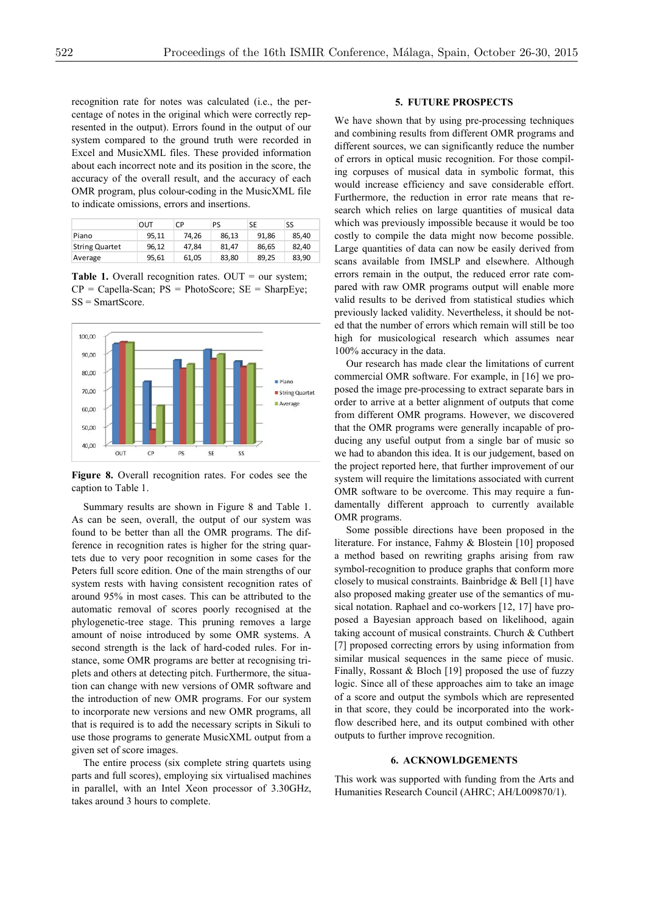recognition rate for notes was calculated (i.e., the percentage of notes in the original which were correctly represented in the output). Errors found in the output of our system compared to the ground truth were recorded in Excel and MusicXML files. These provided information about each incorrect note and its position in the score, the accuracy of the overall result, and the accuracy of each OMR program, plus colour-coding in the MusicXML file to indicate omissions, errors and insertions.

| | OUT | CP | PS | SE | SS |
|---|---|---|---|---|---|
| Piano | 95,11 | 74,26 | 86,13 | 91,86 | 85,40 |
| String Quartet | 96,12 | 47,84 | 81,47 | 86,65 | 82,40 |
| Average | 95,61 | 61,05 | 83,80 | 89,25 | 83,90 |

**Table 1.** Overall recognition rates. OUT = our system; CP = Capella-Scan; PS = PhotoScore; SE = SharpEye; SS = SmartScore.

**Figure 8.** Overall recognition rates. For codes see the caption to Table 1.

Summary results are shown in Figure 8 and Table 1. As can be seen, overall, the output of our system was found to be better than all the OMR programs. The difference in recognition rates is higher for the string quartets due to very poor recognition in some cases for the Peters full score edition. One of the main strengths of our system rests with having consistent recognition rates of around 95% in most cases. This can be attributed to the automatic removal of scores poorly recognised at the phylogenetic-tree stage. This pruning removes a large amount of noise introduced by some OMR systems. A second strength is the lack of hard-coded rules. For instance, some OMR programs are better at recognising triplets and others at detecting pitch. Furthermore, the situation can change with new versions of OMR software and the introduction of new OMR programs. For our system to incorporate new versions and new OMR programs, all that is required is to add the necessary scripts in Sikuli to use those programs to generate MusicXML output from a given set of score images.

The entire process (six complete string quartets using parts and full scores), employing six virtualised machines in parallel, with an Intel Xeon processor of 3.30GHz, takes around 3 hours to complete.

## 5. FUTURE PROSPECTS

We have shown that by using pre-processing techniques and combining results from different OMR programs and different sources, we can significantly reduce the number of errors in optical music recognition. For those compiling corpuses of musical data in symbolic format, this would increase efficiency and save considerable effort. Furthermore, the reduction in error rate means that research which relies on large quantities of musical data which was previously impossible because it would be too costly to compile the data might now become possible. Large quantities of data can now be easily derived from scans available from IMSLP and elsewhere. Although errors remain in the output, the reduced error rate compared with raw OMR programs output will enable more valid results to be derived from statistical studies which previously lacked validity. Nevertheless, it should be noted that the number of errors which remain will still be too high for musicological research which assumes near 100% accuracy in the data.

Our research has made clear the limitations of current commercial OMR software. For example, in [16] we proposed the image pre-processing to extract separate bars in order to arrive at a better alignment of outputs that come from different OMR programs. However, we discovered that the OMR programs were generally incapable of producing any useful output from a single bar of music so we had to abandon this idea. It is our judgement, based on the project reported here, that further improvement of our system will require the limitations associated with current OMR software to be overcome. This may require a fundamentally different approach to currently available OMR programs.

Some possible directions have been proposed in the literature. For instance, Fahmy & Blostein [10] proposed a method based on rewriting graphs arising from raw symbol-recognition to produce graphs that conform more closely to musical constraints. Bainbridge & Bell [1] have also proposed making greater use of the semantics of musical notation. Raphael and co-workers [12, 17] have proposed a Bayesian approach based on likelihood, again taking account of musical constraints. Church & Cuthbert [7] proposed correcting errors by using information from similar musical sequences in the same piece of music. Finally, Rossant & Bloch [19] proposed the use of fuzzy logic. Since all of these approaches aim to take an image of a score and output the symbols which are represented in that score, they could be incorporated into the workflow described here, and its output combined with other outputs to further improve recognition.

## 6. ACKNOWLDGEMENTS

This work was supported with funding from the Arts and Humanities Research Council (AHRC; AH/L009870/1).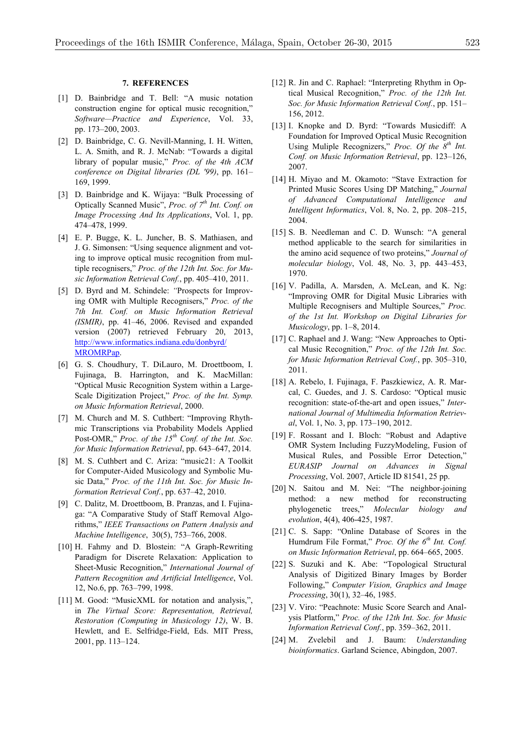### 7. REFERENCES

[1] D. Bainbridge and T. Bell: "A music notation construction engine for optical music recognition," *Software—Practice and Experience*, Vol. 33, pp. 173–200, 2003.

[2] D. Bainbridge, C. G. Nevill-Manning, I. H. Witten, L. A. Smith, and R. J. McNab: "Towards a digital library of popular music," *Proc. of the 4th ACM conference on Digital libraries (DL '99)*, pp. 161–169, 1999.

[3] D. Bainbridge and K. Wijaya: "Bulk Processing of Optically Scanned Music", *Proc. of 7th Int. Conf. on Image Processing And Its Applications*, Vol. 1, pp. 474–478, 1999.

[4] E. P. Bugge, K. L. Juncher, B. S. Mathiasen, and J. G. Simonsen: "Using sequence alignment and voting to improve optical music recognition from multiple recognisers," *Proc. of the 12th Int. Soc. for Music Information Retrieval Conf.*, pp. 405–410, 2011.

[5] D. Byrd and M. Schindele: "Prospects for Improving OMR with Multiple Recognisers," *Proc. of the 7th Int. Conf. on Music Information Retrieval (ISMIR)*, pp. 41–46, 2006. Revised and expanded version (2007) retrieved February 20, 2013, http://www.informatics.indiana.edu/donbyrd/MROMRPap.

[6] G. S. Choudhury, T. DiLauro, M. Droettboom, I. Fujinaga, B. Harrington, and K. MacMillan: "Optical Music Recognition System within a Large-Scale Digitization Project," *Proc. of the Int. Symp. on Music Information Retrieval*, 2000.

[7] M. Church and M. S. Cuthbert: "Improving Rhythmic Transcriptions via Probability Models Applied Post-OMR," *Proc. of the 15th Conf. of the Int. Soc. for Music Information Retrieval*, pp. 643–647, 2014.

[8] M. S. Cuthbert and C. Ariza: "music21: A Toolkit for Computer-Aided Musicology and Symbolic Music Data," *Proc. of the 11th Int. Soc. for Music Information Retrieval Conf.*, pp. 637–42, 2010.

[9] C. Dalitz, M. Droettboom, B. Pranzas, and I. Fujinaga: "A Comparative Study of Staff Removal Algorithms," *IEEE Transactions on Pattern Analysis and Machine Intelligence*, 30(5), 753–766, 2008.

[10] H. Fahmy and D. Blostein: "A Graph-Rewriting Paradigm for Discrete Relaxation: Application to Sheet-Music Recognition," *International Journal of Pattern Recognition and Artificial Intelligence*, Vol. 12, No.6, pp. 763–799, 1998.

[11] M. Good: "MusicXML for notation and analysis,", in *The Virtual Score: Representation, Retrieval, Restoration (Computing in Musicology 12)*, W. B. Hewlett, and E. Selfridge-Field, Eds. MIT Press, 2001, pp. 113–124.

[12] R. Jin and C. Raphael: "Interpreting Rhythm in Optical Musical Recognition," *Proc. of the 12th Int. Soc. for Music Information Retrieval Conf.*, pp. 151–156, 2012.

[13] I. Knopke and D. Byrd: "Towards Musicdiff: A Foundation for Improved Optical Music Recognition Using Muliple Recognizers," *Proc. Of the 8th Int. Conf. on Music Information Retrieval*, pp. 123–126, 2007.

[14] H. Miyao and M. Okamoto: "Stave Extraction for Printed Music Scores Using DP Matching," *Journal of Advanced Computational Intelligence and Intelligent Informatics*, Vol. 8, No. 2, pp. 208–215, 2004.

[15] S. B. Needleman and C. D. Wunsch: "A general method applicable to the search for similarities in the amino acid sequence of two proteins," *Journal of molecular biology*, Vol. 48, No. 3, pp. 443–453, 1970.

[16] V. Padilla, A. Marsden, A. McLean, and K. Ng: "Improving OMR for Digital Music Libraries with Multiple Recognisers and Multiple Sources," *Proc. of the 1st Int. Workshop on Digital Libraries for Musicology*, pp. 1–8, 2014.

[17] C. Raphael and J. Wang: "New Approaches to Optical Music Recognition," *Proc. of the 12th Int. Soc. for Music Information Retrieval Conf.*, pp. 305–310, 2011.

[18] A. Rebelo, I. Fujinaga, F. Paszkiewicz, A. R. Marcal, C. Guedes, and J. S. Cardoso: "Optical music recognition: state-of-the-art and open issues," *International Journal of Multimedia Information Retrieval*, Vol. 1, No. 3, pp. 173–190, 2012.

[19] F. Rossant and I. Bloch: "Robust and Adaptive OMR System Including FuzzyModeling, Fusion of Musical Rules, and Possible Error Detection," *EURASIP Journal on Advances in Signal Processing*, Vol. 2007, Article ID 81541, 25 pp.

[20] N. Saitou and M. Nei: "The neighbor-joining method: a new method for reconstructing phylogenetic trees," *Molecular biology and evolution*, 4(4), 406-425, 1987.

[21] C. S. Sapp: "Online Database of Scores in the Humdrum File Format," *Proc. Of the 6th Int. Conf. on Music Information Retrieval*, pp. 664–665, 2005.

[22] S. Suzuki and K. Abe: "Topological Structural Analysis of Digitized Binary Images by Border Following," *Computer Vision, Graphics and Image Processing*, 30(1), 32–46, 1985.

[23] V. Viro: "Peachnote: Music Score Search and Analysis Platform," *Proc. of the 12th Int. Soc. for Music Information Retrieval Conf.*, pp. 359–362, 2011.

[24] M. Zvelebil and J. Baum: *Understanding bioinformatics*. Garland Science, Abingdon, 2007.